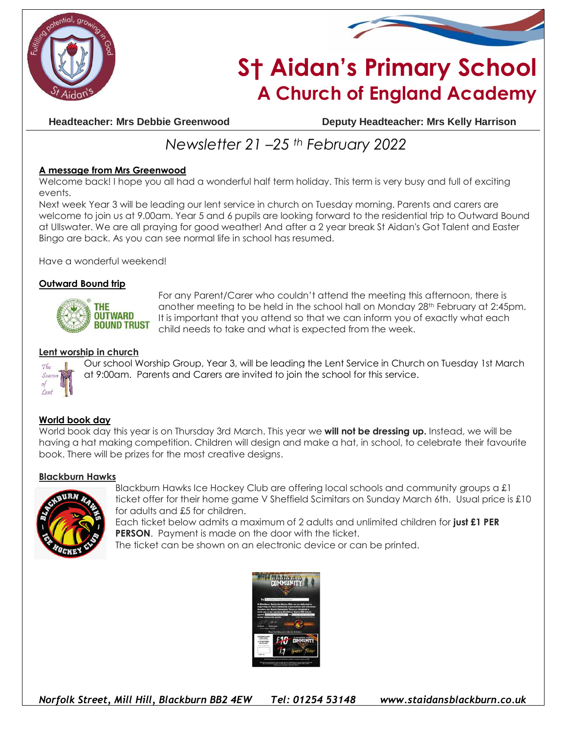# St Aidan's Primary School
## A Church of England Academy

**Headteacher: Mrs Debbie Greenwood** | **Deputy Headteacher: Mrs Kelly Harrison**

*Newsletter 21 –25 th February 2022*

### A message from Mrs Greenwood

Welcome back! I hope you all had a wonderful half term holiday. This term is very busy and full of exciting events.

Next week Year 3 will be leading our lent service in church on Tuesday morning. Parents and carers are welcome to join us at 9.00am. Year 5 and 6 pupils are looking forward to the residential trip to Outward Bound at Ullswater. We are all praying for good weather! And after a 2 year break St Aidan's Got Talent and Easter Bingo are back. As you can see normal life in school has resumed.

Have a wonderful weekend!

### Outward Bound trip

For any Parent/Carer who couldn't attend the meeting this afternoon, there is another meeting to be held in the school hall on Monday 28th February at 2:45pm. It is important that you attend so that we can inform you of exactly what each child needs to take and what is expected from the week.

### Lent worship in church

Our school Worship Group, Year 3, will be leading the Lent Service in Church on Tuesday 1st March at 9:00am. Parents and Carers are invited to join the school for this service.

### World book day

World book day this year is on Thursday 3rd March. This year we **will not be dressing up.** Instead, we will be having a hat making competition. Children will design and make a hat, in school, to celebrate their favourite book. There will be prizes for the most creative designs.

### Blackburn Hawks

Blackburn Hawks Ice Hockey Club are offering local schools and community groups a £1 ticket offer for their home game V Sheffield Scimitars on Sunday March 6th. Usual price is £10 for adults and £5 for children.

Each ticket below admits a maximum of 2 adults and unlimited children for **just £1 PER PERSON**. Payment is made on the door with the ticket.

The ticket can be shown on an electronic device or can be printed.

*Norfolk Street, Mill Hill, Blackburn BB2 4EW Tel: 01254 53148 www.staidansblackburn.co.uk*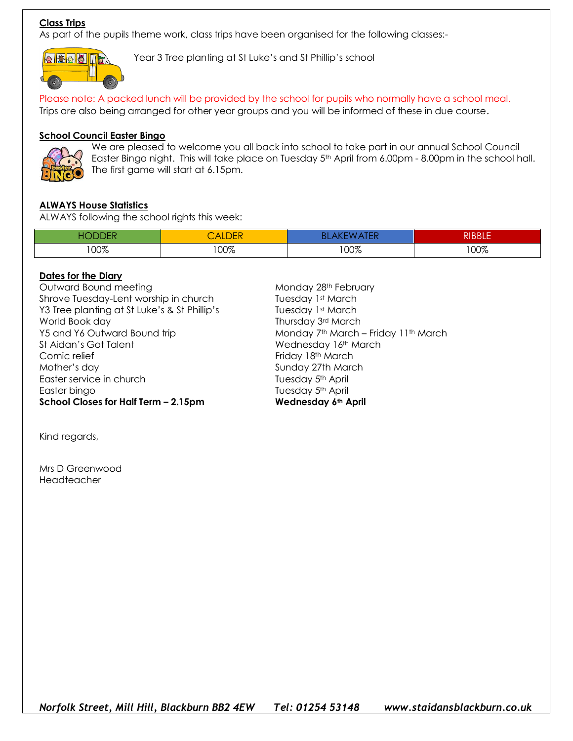**Class Trips**

As part of the pupils theme work, class trips have been organised for the following classes:-

Year 3 Tree planting at St Luke's and St Phillip's school

Please note: A packed lunch will be provided by the school for pupils who normally have a school meal.

Trips are also being arranged for other year groups and you will be informed of these in due course.

**School Council Easter Bingo**

We are pleased to welcome you all back into school to take part in our annual School Council Easter Bingo night. This will take place on Tuesday 5th April from 6.00pm - 8.00pm in the school hall. The first game will start at 6.15pm.

**ALWAYS House Statistics**

ALWAYS following the school rights this week:

| HODDER | CALDER | BLAKEWATER | RIBBLE |
|---|---|---|---|
| 100% | 100% | 100% | 100% |

**Dates for the Diary**

| | |
|---|---|
| Outward Bound meeting | Monday 28th February |
| Shrove Tuesday-Lent worship in church | Tuesday 1st March |
| Y3 Tree planting at St Luke's & St Phillip's | Tuesday 1st March |
| World Book day | Thursday 3rd March |
| Y5 and Y6 Outward Bound trip | Monday 7th March – Friday 11th March |
| St Aidan's Got Talent | Wednesday 16th March |
| Comic relief | Friday 18th March |
| Mother's day | Sunday 27th March |
| Easter service in church | Tuesday 5th April |
| Easter bingo | Tuesday 5th April |
| **School Closes for Half Term – 2.15pm** | **Wednesday 6th April** |

Kind regards,

Mrs D Greenwood
Headteacher

*Norfolk Street, Mill Hill, Blackburn BB2 4EW Tel: 01254 53148 www.staidansblackburn.co.uk*